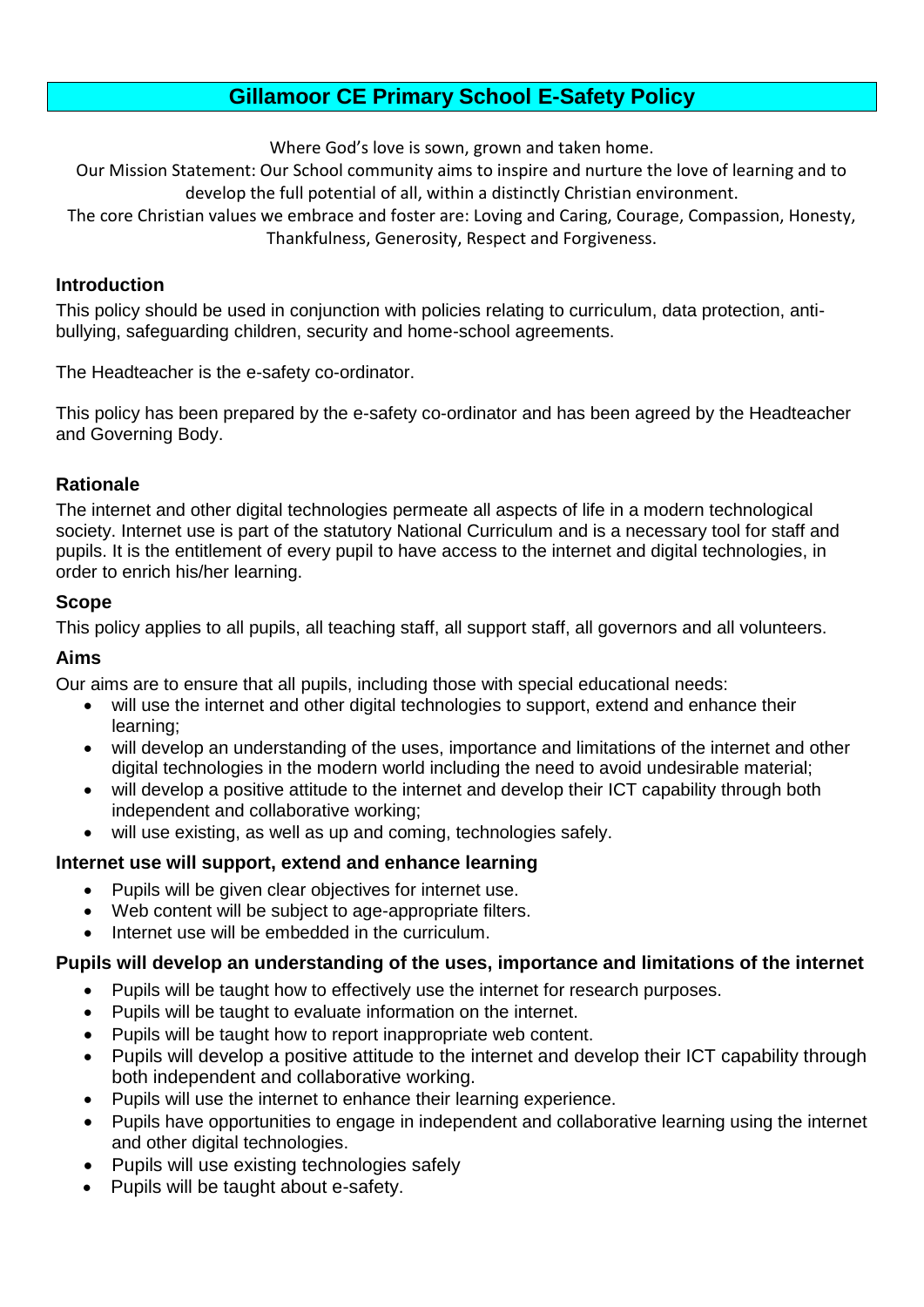# Gillamoor CE Primary School E-Safety Policy

Where God's love is sown, grown and taken home.
Our Mission Statement: Our School community aims to inspire and nurture the love of learning and to develop the full potential of all, within a distinctly Christian environment.
The core Christian values we embrace and foster are: Loving and Caring, Courage, Compassion, Honesty, Thankfulness, Generosity, Respect and Forgiveness.

## Introduction

This policy should be used in conjunction with policies relating to curriculum, data protection, anti-bullying, safeguarding children, security and home-school agreements.

The Headteacher is the e-safety co-ordinator.

This policy has been prepared by the e-safety co-ordinator and has been agreed by the Headteacher and Governing Body.

## Rationale

The internet and other digital technologies permeate all aspects of life in a modern technological society. Internet use is part of the statutory National Curriculum and is a necessary tool for staff and pupils. It is the entitlement of every pupil to have access to the internet and digital technologies, in order to enrich his/her learning.

## Scope

This policy applies to all pupils, all teaching staff, all support staff, all governors and all volunteers.

## Aims

Our aims are to ensure that all pupils, including those with special educational needs:

- will use the internet and other digital technologies to support, extend and enhance their learning;
- will develop an understanding of the uses, importance and limitations of the internet and other digital technologies in the modern world including the need to avoid undesirable material;
- will develop a positive attitude to the internet and develop their ICT capability through both independent and collaborative working;
- will use existing, as well as up and coming, technologies safely.

### Internet use will support, extend and enhance learning

- Pupils will be given clear objectives for internet use.
- Web content will be subject to age-appropriate filters.
- Internet use will be embedded in the curriculum.

### Pupils will develop an understanding of the uses, importance and limitations of the internet

- Pupils will be taught how to effectively use the internet for research purposes.
- Pupils will be taught to evaluate information on the internet.
- Pupils will be taught how to report inappropriate web content.
- Pupils will develop a positive attitude to the internet and develop their ICT capability through both independent and collaborative working.
- Pupils will use the internet to enhance their learning experience.
- Pupils have opportunities to engage in independent and collaborative learning using the internet and other digital technologies.
- Pupils will use existing technologies safely
- Pupils will be taught about e-safety.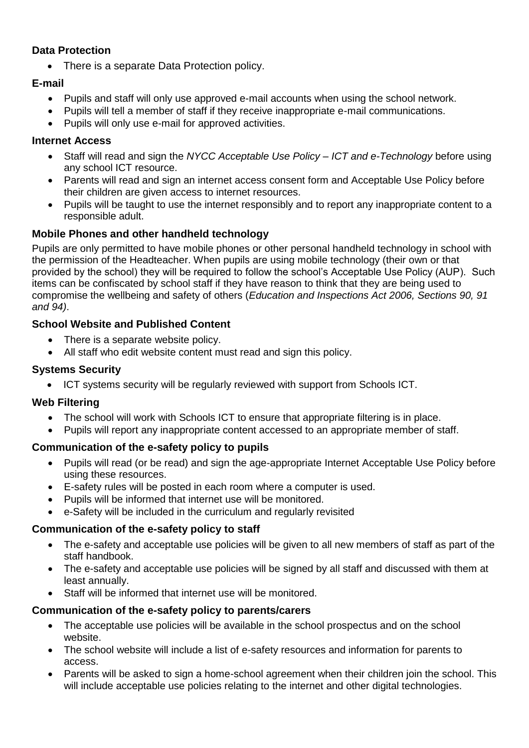### Data Protection

- There is a separate Data Protection policy.

### E-mail

- Pupils and staff will only use approved e-mail accounts when using the school network.
- Pupils will tell a member of staff if they receive inappropriate e-mail communications.
- Pupils will only use e-mail for approved activities.

### Internet Access

- Staff will read and sign the *NYCC Acceptable Use Policy – ICT and e-Technology* before using any school ICT resource.
- Parents will read and sign an internet access consent form and Acceptable Use Policy before their children are given access to internet resources.
- Pupils will be taught to use the internet responsibly and to report any inappropriate content to a responsible adult.

### Mobile Phones and other handheld technology

Pupils are only permitted to have mobile phones or other personal handheld technology in school with the permission of the Headteacher. When pupils are using mobile technology (their own or that provided by the school) they will be required to follow the school's Acceptable Use Policy (AUP). Such items can be confiscated by school staff if they have reason to think that they are being used to compromise the wellbeing and safety of others (*Education and Inspections Act 2006, Sections 90, 91 and 94)*.

### School Website and Published Content

- There is a separate website policy.
- All staff who edit website content must read and sign this policy.

### Systems Security

- ICT systems security will be regularly reviewed with support from Schools ICT.

### Web Filtering

- The school will work with Schools ICT to ensure that appropriate filtering is in place.
- Pupils will report any inappropriate content accessed to an appropriate member of staff.

### Communication of the e-safety policy to pupils

- Pupils will read (or be read) and sign the age-appropriate Internet Acceptable Use Policy before using these resources.
- E-safety rules will be posted in each room where a computer is used.
- Pupils will be informed that internet use will be monitored.
- e-Safety will be included in the curriculum and regularly revisited

### Communication of the e-safety policy to staff

- The e-safety and acceptable use policies will be given to all new members of staff as part of the staff handbook.
- The e-safety and acceptable use policies will be signed by all staff and discussed with them at least annually.
- Staff will be informed that internet use will be monitored.

### Communication of the e-safety policy to parents/carers

- The acceptable use policies will be available in the school prospectus and on the school website.
- The school website will include a list of e-safety resources and information for parents to access.
- Parents will be asked to sign a home-school agreement when their children join the school. This will include acceptable use policies relating to the internet and other digital technologies.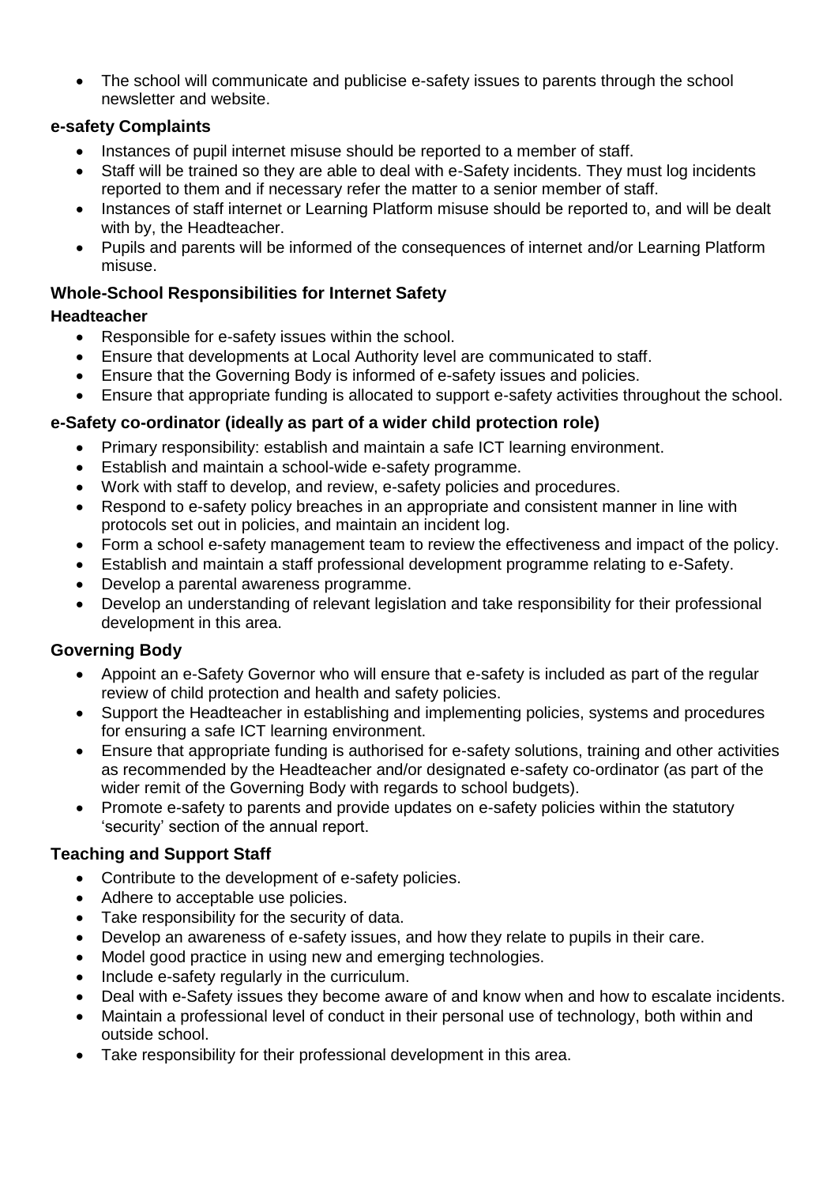- The school will communicate and publicise e-safety issues to parents through the school newsletter and website.

### e-safety Complaints

- Instances of pupil internet misuse should be reported to a member of staff.
- Staff will be trained so they are able to deal with e-Safety incidents. They must log incidents reported to them and if necessary refer the matter to a senior member of staff.
- Instances of staff internet or Learning Platform misuse should be reported to, and will be dealt with by, the Headteacher.
- Pupils and parents will be informed of the consequences of internet and/or Learning Platform misuse.

### Whole-School Responsibilities for Internet Safety

#### Headteacher

- Responsible for e-safety issues within the school.
- Ensure that developments at Local Authority level are communicated to staff.
- Ensure that the Governing Body is informed of e-safety issues and policies.
- Ensure that appropriate funding is allocated to support e-safety activities throughout the school.

### e-Safety co-ordinator (ideally as part of a wider child protection role)

- Primary responsibility: establish and maintain a safe ICT learning environment.
- Establish and maintain a school-wide e-safety programme.
- Work with staff to develop, and review, e-safety policies and procedures.
- Respond to e-safety policy breaches in an appropriate and consistent manner in line with protocols set out in policies, and maintain an incident log.
- Form a school e-safety management team to review the effectiveness and impact of the policy.
- Establish and maintain a staff professional development programme relating to e-Safety.
- Develop a parental awareness programme.
- Develop an understanding of relevant legislation and take responsibility for their professional development in this area.

### Governing Body

- Appoint an e-Safety Governor who will ensure that e-safety is included as part of the regular review of child protection and health and safety policies.
- Support the Headteacher in establishing and implementing policies, systems and procedures for ensuring a safe ICT learning environment.
- Ensure that appropriate funding is authorised for e-safety solutions, training and other activities as recommended by the Headteacher and/or designated e-safety co-ordinator (as part of the wider remit of the Governing Body with regards to school budgets).
- Promote e-safety to parents and provide updates on e-safety policies within the statutory 'security' section of the annual report.

### Teaching and Support Staff

- Contribute to the development of e-safety policies.
- Adhere to acceptable use policies.
- Take responsibility for the security of data.
- Develop an awareness of e-safety issues, and how they relate to pupils in their care.
- Model good practice in using new and emerging technologies.
- Include e-safety regularly in the curriculum.
- Deal with e-Safety issues they become aware of and know when and how to escalate incidents.
- Maintain a professional level of conduct in their personal use of technology, both within and outside school.
- Take responsibility for their professional development in this area.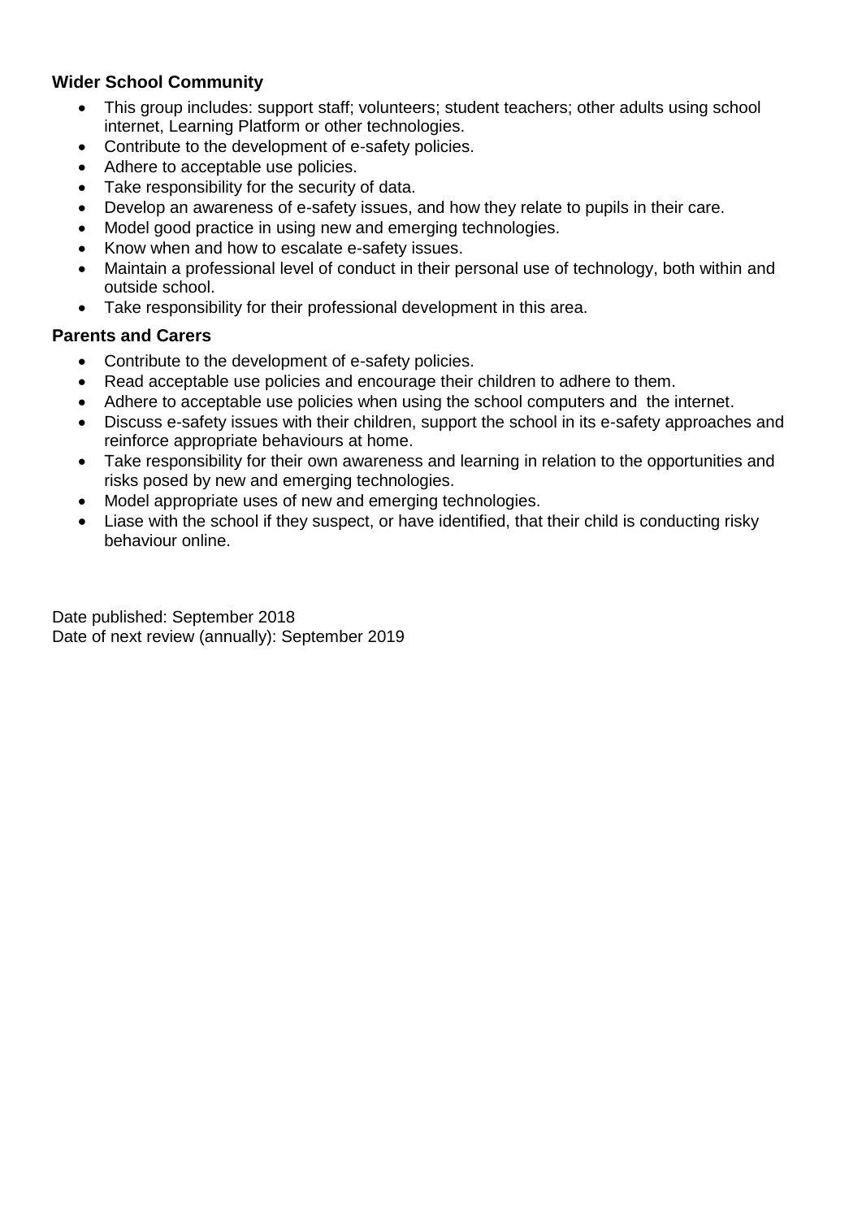**Wider School Community**

- This group includes: support staff; volunteers; student teachers; other adults using school internet, Learning Platform or other technologies.
- Contribute to the development of e-safety policies.
- Adhere to acceptable use policies.
- Take responsibility for the security of data.
- Develop an awareness of e-safety issues, and how they relate to pupils in their care.
- Model good practice in using new and emerging technologies.
- Know when and how to escalate e-safety issues.
- Maintain a professional level of conduct in their personal use of technology, both within and outside school.
- Take responsibility for their professional development in this area.

**Parents and Carers**

- Contribute to the development of e-safety policies.
- Read acceptable use policies and encourage their children to adhere to them.
- Adhere to acceptable use policies when using the school computers and the internet.
- Discuss e-safety issues with their children, support the school in its e-safety approaches and reinforce appropriate behaviours at home.
- Take responsibility for their own awareness and learning in relation to the opportunities and risks posed by new and emerging technologies.
- Model appropriate uses of new and emerging technologies.
- Liase with the school if they suspect, or have identified, that their child is conducting risky behaviour online.

Date published: September 2018
Date of next review (annually): September 2019